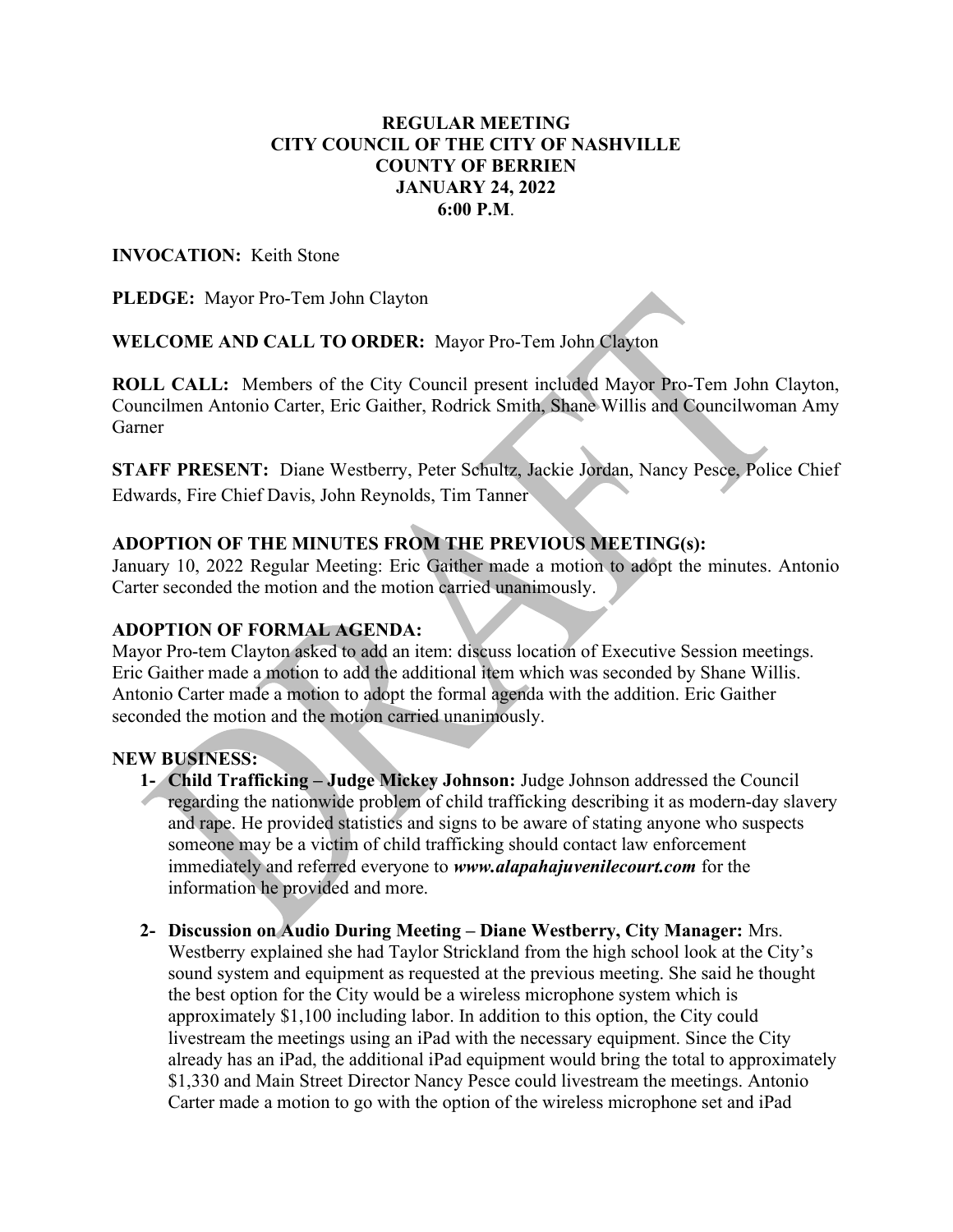**REGULAR MEETING**
**CITY COUNCIL OF THE CITY OF NASHVILLE**
**COUNTY OF BERRIEN**
**JANUARY 24, 2022**
**6:00 P.M**.

**INVOCATION:** Keith Stone

**PLEDGE:** Mayor Pro-Tem John Clayton

**WELCOME AND CALL TO ORDER:** Mayor Pro-Tem John Clayton

**ROLL CALL:** Members of the City Council present included Mayor Pro-Tem John Clayton, Councilmen Antonio Carter, Eric Gaither, Rodrick Smith, Shane Willis and Councilwoman Amy Garner

**STAFF PRESENT:** Diane Westberry, Peter Schultz, Jackie Jordan, Nancy Pesce, Police Chief Edwards, Fire Chief Davis, John Reynolds, Tim Tanner

**ADOPTION OF THE MINUTES FROM THE PREVIOUS MEETING(s):**
January 10, 2022 Regular Meeting: Eric Gaither made a motion to adopt the minutes. Antonio Carter seconded the motion and the motion carried unanimously.

**ADOPTION OF FORMAL AGENDA:**
Mayor Pro-tem Clayton asked to add an item: discuss location of Executive Session meetings. Eric Gaither made a motion to add the additional item which was seconded by Shane Willis. Antonio Carter made a motion to adopt the formal agenda with the addition. Eric Gaither seconded the motion and the motion carried unanimously.

**NEW BUSINESS:**

1- **Child Trafficking – Judge Mickey Johnson:** Judge Johnson addressed the Council regarding the nationwide problem of child trafficking describing it as modern-day slavery and rape. He provided statistics and signs to be aware of stating anyone who suspects someone may be a victim of child trafficking should contact law enforcement immediately and referred everyone to ***www.alapahajuvenilecourt.com*** for the information he provided and more.

2- **Discussion on Audio During Meeting – Diane Westberry, City Manager:** Mrs. Westberry explained she had Taylor Strickland from the high school look at the City's sound system and equipment as requested at the previous meeting. She said he thought the best option for the City would be a wireless microphone system which is approximately $1,100 including labor. In addition to this option, the City could livestream the meetings using an iPad with the necessary equipment. Since the City already has an iPad, the additional iPad equipment would bring the total to approximately $1,330 and Main Street Director Nancy Pesce could livestream the meetings. Antonio Carter made a motion to go with the option of the wireless microphone set and iPad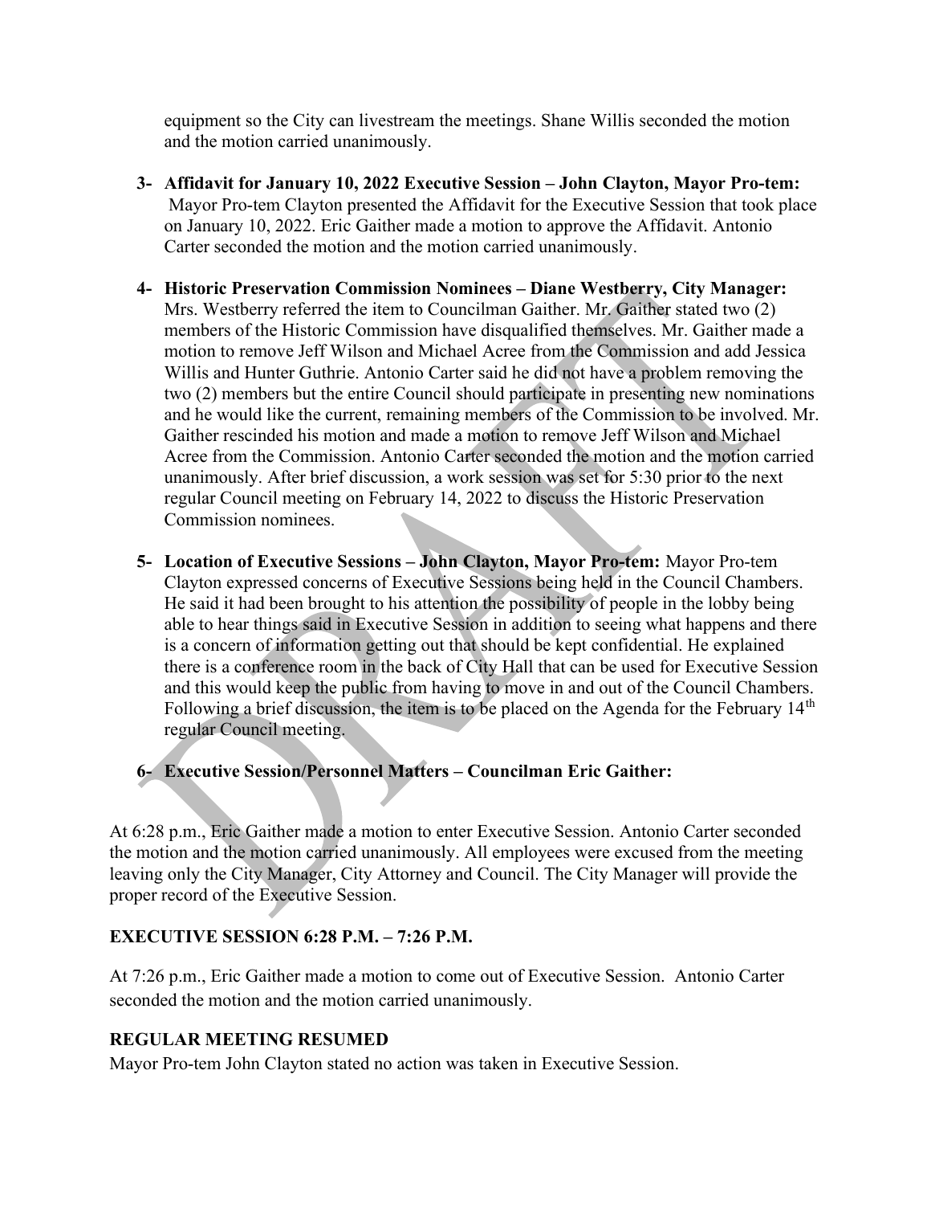equipment so the City can livestream the meetings. Shane Willis seconded the motion and the motion carried unanimously.

3- **Affidavit for January 10, 2022 Executive Session – John Clayton, Mayor Pro-tem:** Mayor Pro-tem Clayton presented the Affidavit for the Executive Session that took place on January 10, 2022. Eric Gaither made a motion to approve the Affidavit. Antonio Carter seconded the motion and the motion carried unanimously.

4- **Historic Preservation Commission Nominees – Diane Westberry, City Manager:** Mrs. Westberry referred the item to Councilman Gaither. Mr. Gaither stated two (2) members of the Historic Commission have disqualified themselves. Mr. Gaither made a motion to remove Jeff Wilson and Michael Acree from the Commission and add Jessica Willis and Hunter Guthrie. Antonio Carter said he did not have a problem removing the two (2) members but the entire Council should participate in presenting new nominations and he would like the current, remaining members of the Commission to be involved. Mr. Gaither rescinded his motion and made a motion to remove Jeff Wilson and Michael Acree from the Commission. Antonio Carter seconded the motion and the motion carried unanimously. After brief discussion, a work session was set for 5:30 prior to the next regular Council meeting on February 14, 2022 to discuss the Historic Preservation Commission nominees.

5- **Location of Executive Sessions – John Clayton, Mayor Pro-tem:** Mayor Pro-tem Clayton expressed concerns of Executive Sessions being held in the Council Chambers. He said it had been brought to his attention the possibility of people in the lobby being able to hear things said in Executive Session in addition to seeing what happens and there is a concern of information getting out that should be kept confidential. He explained there is a conference room in the back of City Hall that can be used for Executive Session and this would keep the public from having to move in and out of the Council Chambers. Following a brief discussion, the item is to be placed on the Agenda for the February 14th regular Council meeting.

6- **Executive Session/Personnel Matters – Councilman Eric Gaither:**

At 6:28 p.m., Eric Gaither made a motion to enter Executive Session. Antonio Carter seconded the motion and the motion carried unanimously. All employees were excused from the meeting leaving only the City Manager, City Attorney and Council. The City Manager will provide the proper record of the Executive Session.

**EXECUTIVE SESSION 6:28 P.M. – 7:26 P.M.**

At 7:26 p.m., Eric Gaither made a motion to come out of Executive Session. Antonio Carter seconded the motion and the motion carried unanimously.

**REGULAR MEETING RESUMED**

Mayor Pro-tem John Clayton stated no action was taken in Executive Session.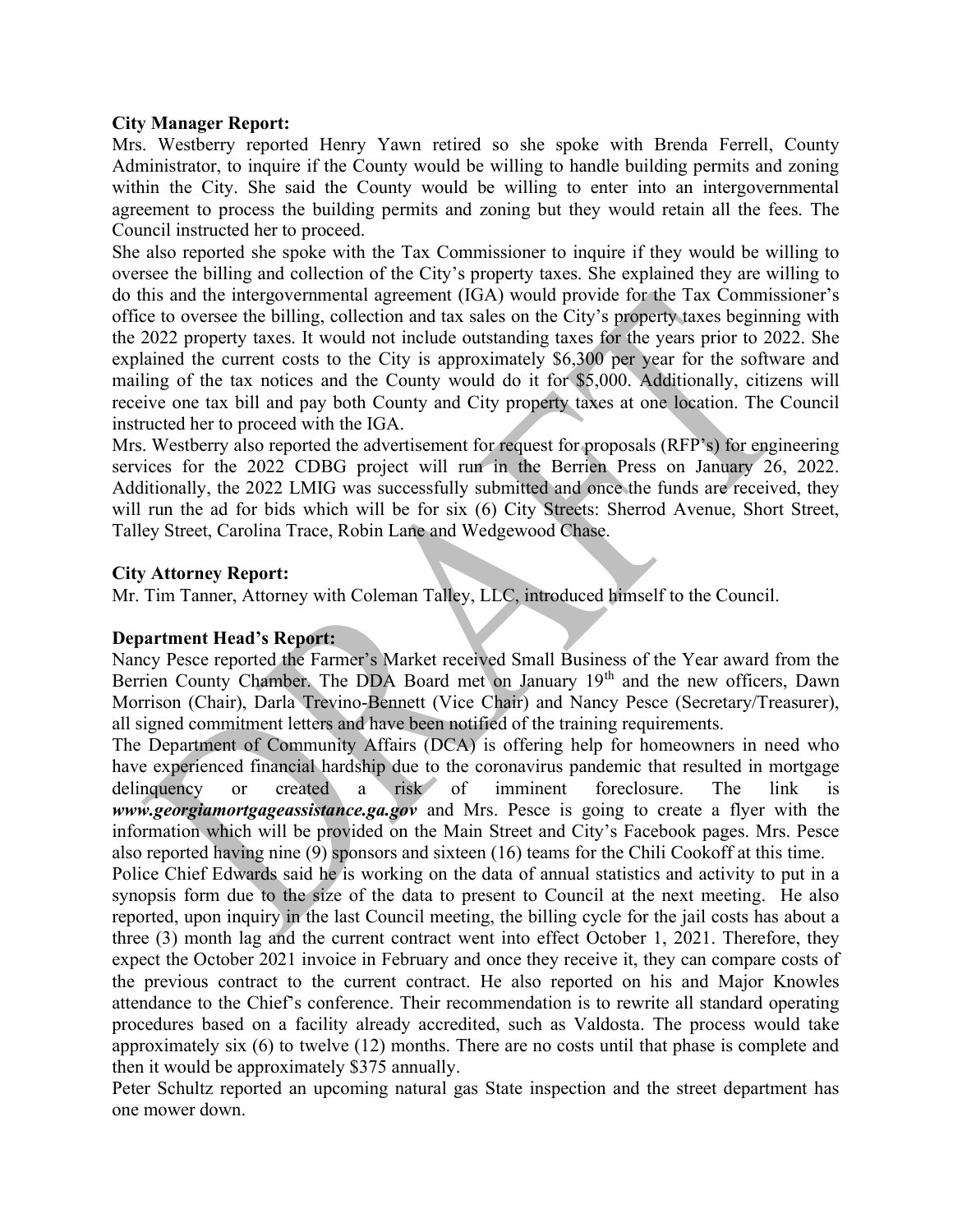**City Manager Report:**

Mrs. Westberry reported Henry Yawn retired so she spoke with Brenda Ferrell, County Administrator, to inquire if the County would be willing to handle building permits and zoning within the City. She said the County would be willing to enter into an intergovernmental agreement to process the building permits and zoning but they would retain all the fees. The Council instructed her to proceed.

She also reported she spoke with the Tax Commissioner to inquire if they would be willing to oversee the billing and collection of the City's property taxes. She explained they are willing to do this and the intergovernmental agreement (IGA) would provide for the Tax Commissioner's office to oversee the billing, collection and tax sales on the City's property taxes beginning with the 2022 property taxes. It would not include outstanding taxes for the years prior to 2022. She explained the current costs to the City is approximately $6,300 per year for the software and mailing of the tax notices and the County would do it for $5,000. Additionally, citizens will receive one tax bill and pay both County and City property taxes at one location. The Council instructed her to proceed with the IGA.

Mrs. Westberry also reported the advertisement for request for proposals (RFP's) for engineering services for the 2022 CDBG project will run in the Berrien Press on January 26, 2022. Additionally, the 2022 LMIG was successfully submitted and once the funds are received, they will run the ad for bids which will be for six (6) City Streets: Sherrod Avenue, Short Street, Talley Street, Carolina Trace, Robin Lane and Wedgewood Chase.

**City Attorney Report:**

Mr. Tim Tanner, Attorney with Coleman Talley, LLC, introduced himself to the Council.

**Department Head's Report:**

Nancy Pesce reported the Farmer's Market received Small Business of the Year award from the Berrien County Chamber. The DDA Board met on January 19th and the new officers, Dawn Morrison (Chair), Darla Trevino-Bennett (Vice Chair) and Nancy Pesce (Secretary/Treasurer), all signed commitment letters and have been notified of the training requirements.

The Department of Community Affairs (DCA) is offering help for homeowners in need who have experienced financial hardship due to the coronavirus pandemic that resulted in mortgage delinquency or created a risk of imminent foreclosure. The link is ***www.georgiamortgageassistance.ga.gov*** and Mrs. Pesce is going to create a flyer with the information which will be provided on the Main Street and City's Facebook pages. Mrs. Pesce also reported having nine (9) sponsors and sixteen (16) teams for the Chili Cookoff at this time.

Police Chief Edwards said he is working on the data of annual statistics and activity to put in a synopsis form due to the size of the data to present to Council at the next meeting. He also reported, upon inquiry in the last Council meeting, the billing cycle for the jail costs has about a three (3) month lag and the current contract went into effect October 1, 2021. Therefore, they expect the October 2021 invoice in February and once they receive it, they can compare costs of the previous contract to the current contract. He also reported on his and Major Knowles attendance to the Chief's conference. Their recommendation is to rewrite all standard operating procedures based on a facility already accredited, such as Valdosta. The process would take approximately six (6) to twelve (12) months. There are no costs until that phase is complete and then it would be approximately $375 annually.

Peter Schultz reported an upcoming natural gas State inspection and the street department has one mower down.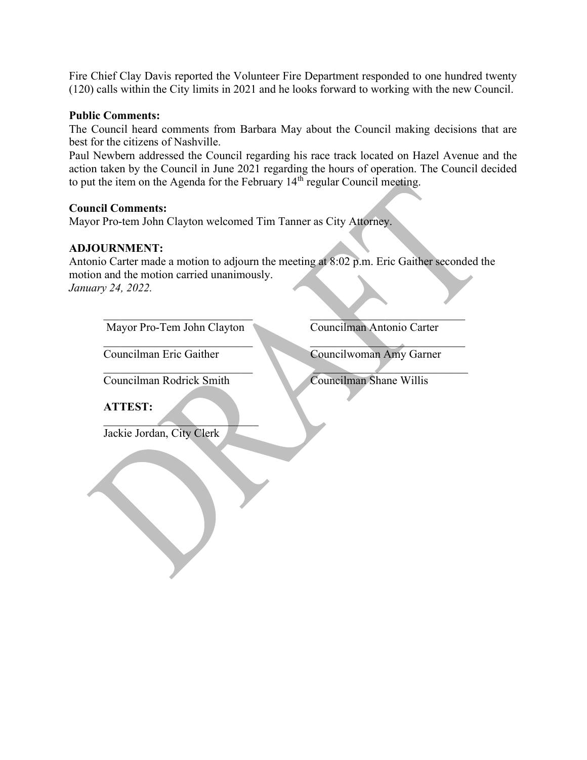Fire Chief Clay Davis reported the Volunteer Fire Department responded to one hundred twenty (120) calls within the City limits in 2021 and he looks forward to working with the new Council.

**Public Comments:**

The Council heard comments from Barbara May about the Council making decisions that are best for the citizens of Nashville.

Paul Newbern addressed the Council regarding his race track located on Hazel Avenue and the action taken by the Council in June 2021 regarding the hours of operation. The Council decided to put the item on the Agenda for the February 14th regular Council meeting.

**Council Comments:**

Mayor Pro-tem John Clayton welcomed Tim Tanner as City Attorney.

**ADJOURNMENT:**

Antonio Carter made a motion to adjourn the meeting at 8:02 p.m. Eric Gaither seconded the motion and the motion carried unanimously.

*January 24, 2022.*

| | |
|---|---|
| ____________________________ | ____________________________ |
| Mayor Pro-Tem John Clayton | Councilman Antonio Carter |
| ____________________________ | ____________________________ |
| Councilman Eric Gaither | Councilwoman Amy Garner |
| ____________________________ | ____________________________ |
| Councilman Rodrick Smith | Councilman Shane Willis |

**ATTEST:**

____________________________

Jackie Jordan, City Clerk

DRAFT